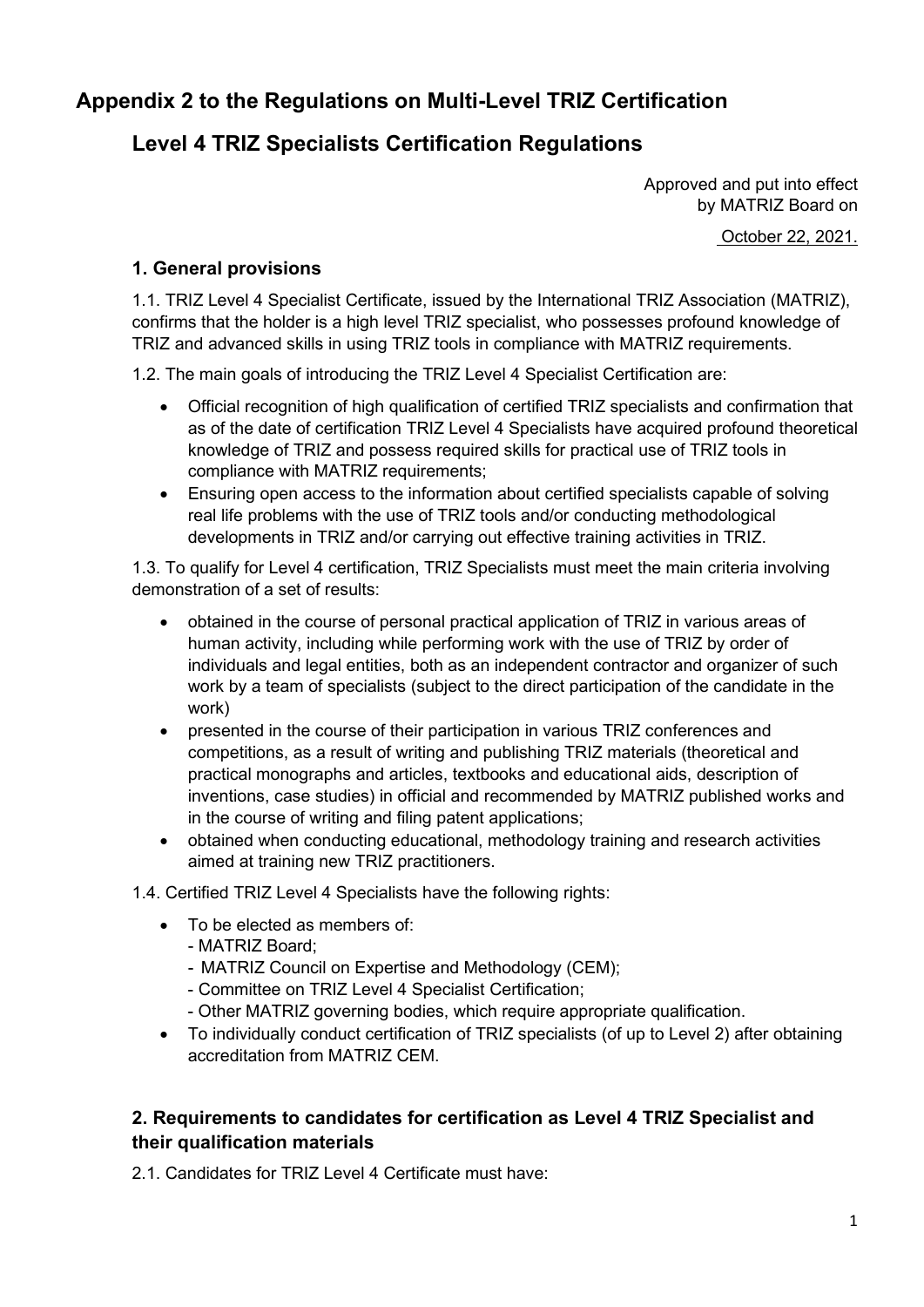# Appendix 2 to the Regulations on Multi-Level TRIZ Certification

## Level 4 TRIZ Specialists Certification Regulations

Approved and put into effect
by MATRIZ Board on

October 22, 2021.

### 1. General provisions

1.1. TRIZ Level 4 Specialist Certificate, issued by the International TRIZ Association (MATRIZ), confirms that the holder is a high level TRIZ specialist, who possesses profound knowledge of TRIZ and advanced skills in using TRIZ tools in compliance with MATRIZ requirements.

1.2. The main goals of introducing the TRIZ Level 4 Specialist Certification are:

- Official recognition of high qualification of certified TRIZ specialists and confirmation that as of the date of certification TRIZ Level 4 Specialists have acquired profound theoretical knowledge of TRIZ and possess required skills for practical use of TRIZ tools in compliance with MATRIZ requirements;
- Ensuring open access to the information about certified specialists capable of solving real life problems with the use of TRIZ tools and/or conducting methodological developments in TRIZ and/or carrying out effective training activities in TRIZ.

1.3. To qualify for Level 4 certification, TRIZ Specialists must meet the main criteria involving demonstration of a set of results:

- obtained in the course of personal practical application of TRIZ in various areas of human activity, including while performing work with the use of TRIZ by order of individuals and legal entities, both as an independent contractor and organizer of such work by a team of specialists (subject to the direct participation of the candidate in the work)
- presented in the course of their participation in various TRIZ conferences and competitions, as a result of writing and publishing TRIZ materials (theoretical and practical monographs and articles, textbooks and educational aids, description of inventions, case studies) in official and recommended by MATRIZ published works and in the course of writing and filing patent applications;
- obtained when conducting educational, methodology training and research activities aimed at training new TRIZ practitioners.

1.4. Certified TRIZ Level 4 Specialists have the following rights:

- To be elected as members of:
  - MATRIZ Board;
  - MATRIZ Council on Expertise and Methodology (CEM);
  - Committee on TRIZ Level 4 Specialist Certification;
  - Other MATRIZ governing bodies, which require appropriate qualification.
- To individually conduct certification of TRIZ specialists (of up to Level 2) after obtaining accreditation from MATRIZ CEM.

### 2. Requirements to candidates for certification as Level 4 TRIZ Specialist and their qualification materials

2.1. Candidates for TRIZ Level 4 Certificate must have: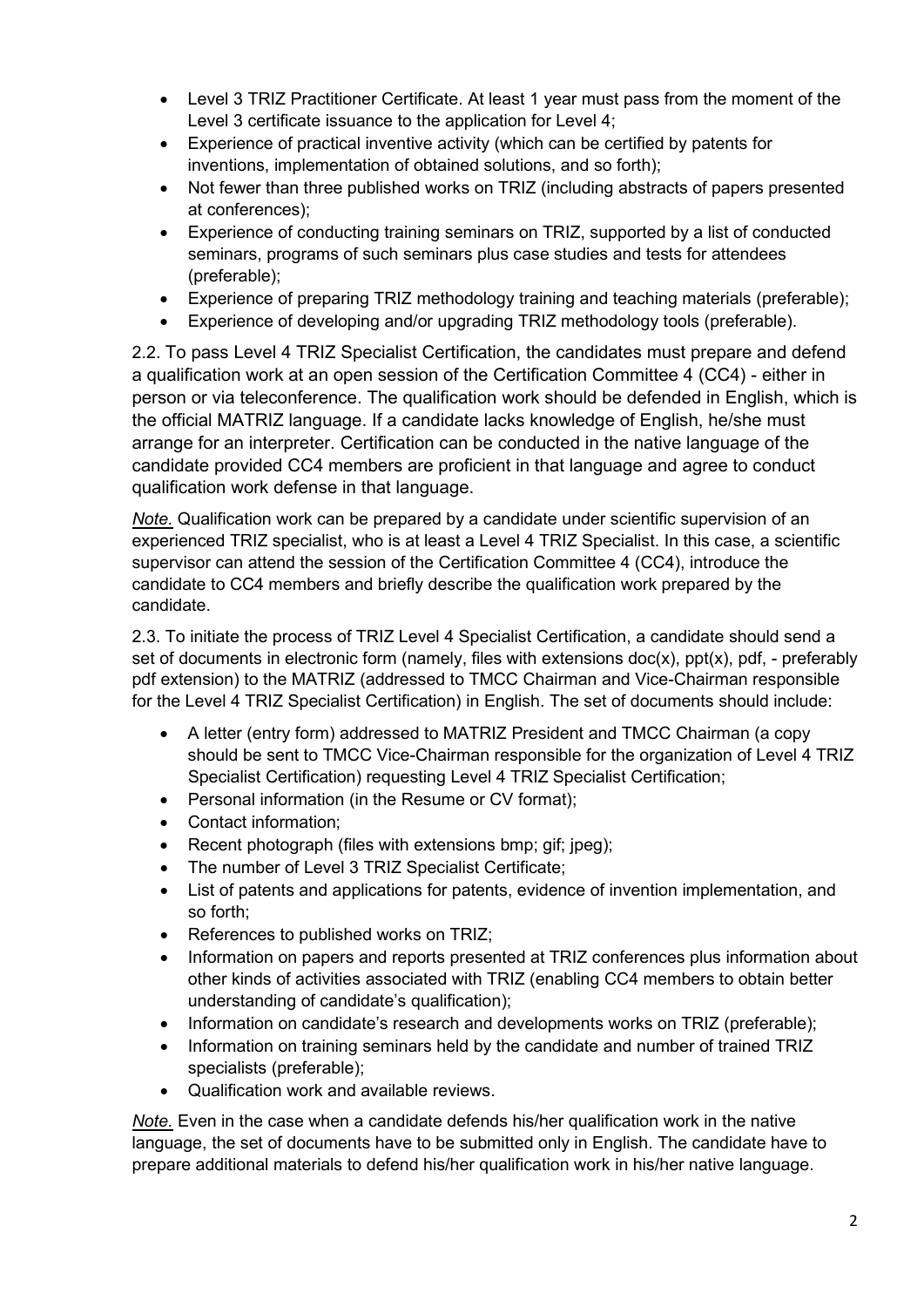- Level 3 TRIZ Practitioner Certificate. At least 1 year must pass from the moment of the Level 3 certificate issuance to the application for Level 4;
- Experience of practical inventive activity (which can be certified by patents for inventions, implementation of obtained solutions, and so forth);
- Not fewer than three published works on TRIZ (including abstracts of papers presented at conferences);
- Experience of conducting training seminars on TRIZ, supported by a list of conducted seminars, programs of such seminars plus case studies and tests for attendees (preferable);
- Experience of preparing TRIZ methodology training and teaching materials (preferable);
- Experience of developing and/or upgrading TRIZ methodology tools (preferable).

2.2. To pass Level 4 TRIZ Specialist Certification, the candidates must prepare and defend a qualification work at an open session of the Certification Committee 4 (CC4) - either in person or via teleconference. The qualification work should be defended in English, which is the official MATRIZ language. If a candidate lacks knowledge of English, he/she must arrange for an interpreter. Certification can be conducted in the native language of the candidate provided CC4 members are proficient in that language and agree to conduct qualification work defense in that language.

*Note.* Qualification work can be prepared by a candidate under scientific supervision of an experienced TRIZ specialist, who is at least a Level 4 TRIZ Specialist. In this case, a scientific supervisor can attend the session of the Certification Committee 4 (CC4), introduce the candidate to CC4 members and briefly describe the qualification work prepared by the candidate.

2.3. To initiate the process of TRIZ Level 4 Specialist Certification, a candidate should send a set of documents in electronic form (namely, files with extensions doc(x), ppt(x), pdf, - preferably pdf extension) to the MATRIZ (addressed to TMCC Chairman and Vice-Chairman responsible for the Level 4 TRIZ Specialist Certification) in English. The set of documents should include:

- A letter (entry form) addressed to MATRIZ President and TMCC Chairman (a copy should be sent to TMCC Vice-Chairman responsible for the organization of Level 4 TRIZ Specialist Certification) requesting Level 4 TRIZ Specialist Certification;
- Personal information (in the Resume or CV format);
- Contact information;
- Recent photograph (files with extensions bmp; gif; jpeg);
- The number of Level 3 TRIZ Specialist Certificate;
- List of patents and applications for patents, evidence of invention implementation, and so forth;
- References to published works on TRIZ;
- Information on papers and reports presented at TRIZ conferences plus information about other kinds of activities associated with TRIZ (enabling CC4 members to obtain better understanding of candidate's qualification);
- Information on candidate's research and developments works on TRIZ (preferable);
- Information on training seminars held by the candidate and number of trained TRIZ specialists (preferable);
- Qualification work and available reviews.

*Note.* Even in the case when a candidate defends his/her qualification work in the native language, the set of documents have to be submitted only in English. The candidate have to prepare additional materials to defend his/her qualification work in his/her native language.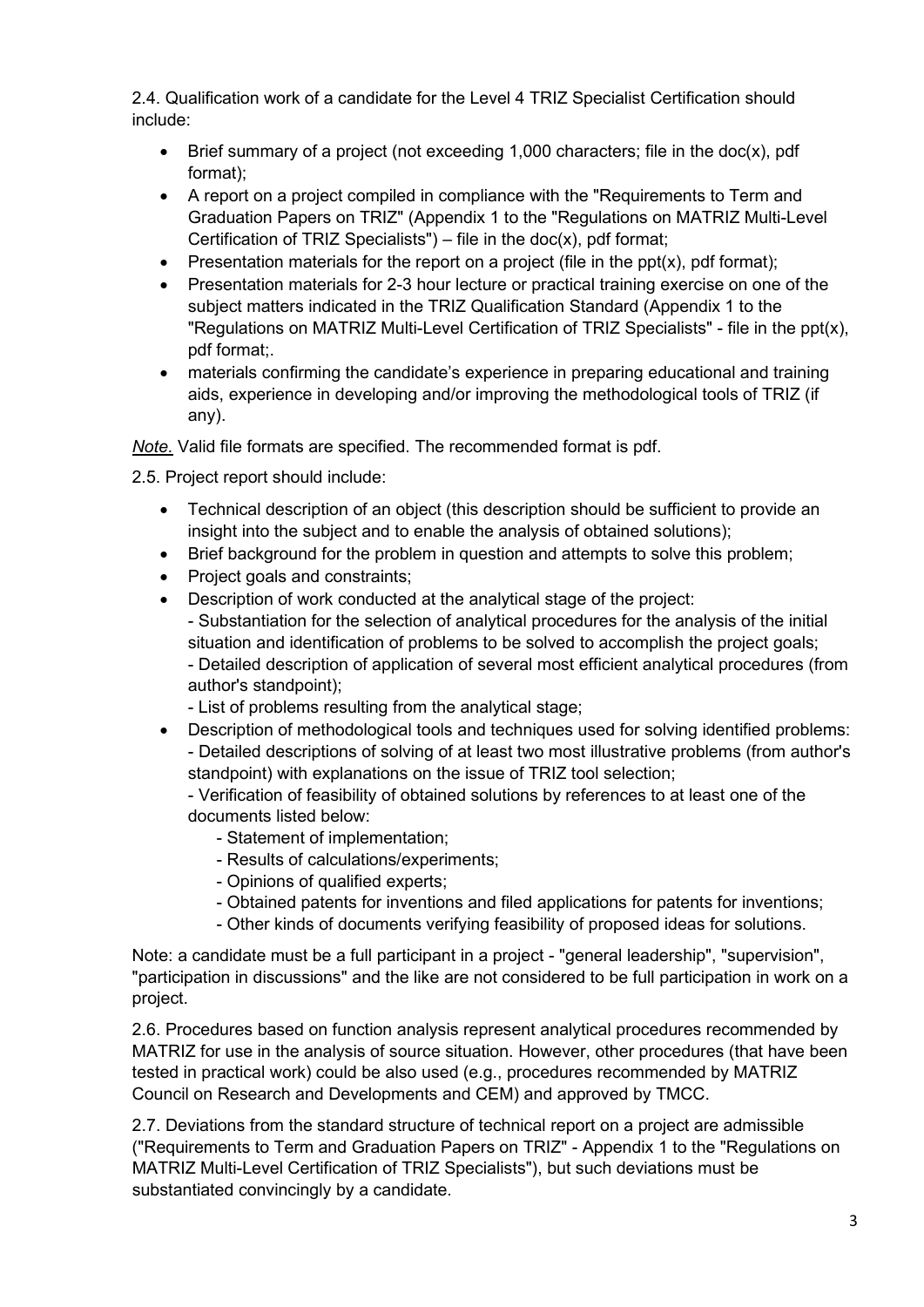2.4. Qualification work of a candidate for the Level 4 TRIZ Specialist Certification should include:

- Brief summary of a project (not exceeding 1,000 characters; file in the doc(x), pdf format);
- A report on a project compiled in compliance with the "Requirements to Term and Graduation Papers on TRIZ" (Appendix 1 to the "Regulations on MATRIZ Multi-Level Certification of TRIZ Specialists") – file in the doc(x), pdf format;
- Presentation materials for the report on a project (file in the ppt(x), pdf format);
- Presentation materials for 2-3 hour lecture or practical training exercise on one of the subject matters indicated in the TRIZ Qualification Standard (Appendix 1 to the "Regulations on MATRIZ Multi-Level Certification of TRIZ Specialists" - file in the ppt(x), pdf format;.
- materials confirming the candidate's experience in preparing educational and training aids, experience in developing and/or improving the methodological tools of TRIZ (if any).

*Note.* Valid file formats are specified. The recommended format is pdf.

2.5. Project report should include:

- Technical description of an object (this description should be sufficient to provide an insight into the subject and to enable the analysis of obtained solutions);
- Brief background for the problem in question and attempts to solve this problem;
- Project goals and constraints;
- Description of work conducted at the analytical stage of the project:
  - Substantiation for the selection of analytical procedures for the analysis of the initial situation and identification of problems to be solved to accomplish the project goals;
  - Detailed description of application of several most efficient analytical procedures (from author's standpoint);
  - List of problems resulting from the analytical stage;
- Description of methodological tools and techniques used for solving identified problems:
  - Detailed descriptions of solving of at least two most illustrative problems (from author's standpoint) with explanations on the issue of TRIZ tool selection;
  - Verification of feasibility of obtained solutions by references to at least one of the documents listed below:
    - Statement of implementation;
    - Results of calculations/experiments;
    - Opinions of qualified experts;
    - Obtained patents for inventions and filed applications for patents for inventions;
    - Other kinds of documents verifying feasibility of proposed ideas for solutions.

Note: a candidate must be a full participant in a project - "general leadership", "supervision", "participation in discussions" and the like are not considered to be full participation in work on a project.

2.6. Procedures based on function analysis represent analytical procedures recommended by MATRIZ for use in the analysis of source situation. However, other procedures (that have been tested in practical work) could be also used (e.g., procedures recommended by MATRIZ Council on Research and Developments and CEM) and approved by TMCC.

2.7. Deviations from the standard structure of technical report on a project are admissible ("Requirements to Term and Graduation Papers on TRIZ" - Appendix 1 to the "Regulations on MATRIZ Multi-Level Certification of TRIZ Specialists"), but such deviations must be substantiated convincingly by a candidate.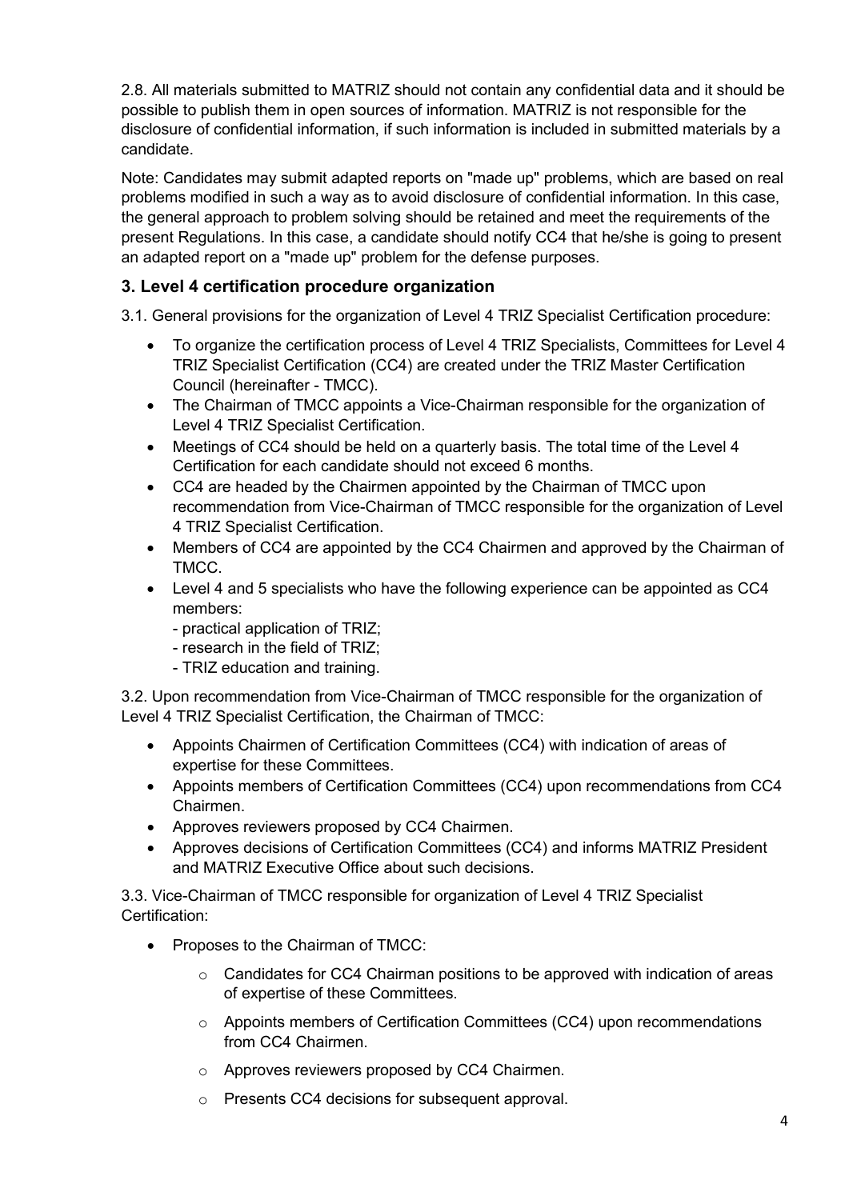2.8. All materials submitted to MATRIZ should not contain any confidential data and it should be possible to publish them in open sources of information. MATRIZ is not responsible for the disclosure of confidential information, if such information is included in submitted materials by a candidate.

Note: Candidates may submit adapted reports on "made up" problems, which are based on real problems modified in such a way as to avoid disclosure of confidential information. In this case, the general approach to problem solving should be retained and meet the requirements of the present Regulations. In this case, a candidate should notify CC4 that he/she is going to present an adapted report on a "made up" problem for the defense purposes.

## 3. Level 4 certification procedure organization

3.1. General provisions for the organization of Level 4 TRIZ Specialist Certification procedure:

- To organize the certification process of Level 4 TRIZ Specialists, Committees for Level 4 TRIZ Specialist Certification (CC4) are created under the TRIZ Master Certification Council (hereinafter - TMCC).
- The Chairman of TMCC appoints a Vice-Chairman responsible for the organization of Level 4 TRIZ Specialist Certification.
- Meetings of CC4 should be held on a quarterly basis. The total time of the Level 4 Certification for each candidate should not exceed 6 months.
- CC4 are headed by the Chairmen appointed by the Chairman of TMCC upon recommendation from Vice-Chairman of TMCC responsible for the organization of Level 4 TRIZ Specialist Certification.
- Members of CC4 are appointed by the CC4 Chairmen and approved by the Chairman of TMCC.
- Level 4 and 5 specialists who have the following experience can be appointed as CC4 members:
  - practical application of TRIZ;
  - research in the field of TRIZ;
  - TRIZ education and training.

3.2. Upon recommendation from Vice-Chairman of TMCC responsible for the organization of Level 4 TRIZ Specialist Certification, the Chairman of TMCC:

- Appoints Chairmen of Certification Committees (CC4) with indication of areas of expertise for these Committees.
- Appoints members of Certification Committees (CC4) upon recommendations from CC4 Chairmen.
- Approves reviewers proposed by CC4 Chairmen.
- Approves decisions of Certification Committees (CC4) and informs MATRIZ President and MATRIZ Executive Office about such decisions.

3.3. Vice-Chairman of TMCC responsible for organization of Level 4 TRIZ Specialist Certification:

- Proposes to the Chairman of TMCC:
  - Candidates for CC4 Chairman positions to be approved with indication of areas of expertise of these Committees.
  - Appoints members of Certification Committees (CC4) upon recommendations from CC4 Chairmen.
  - Approves reviewers proposed by CC4 Chairmen.
  - Presents CC4 decisions for subsequent approval.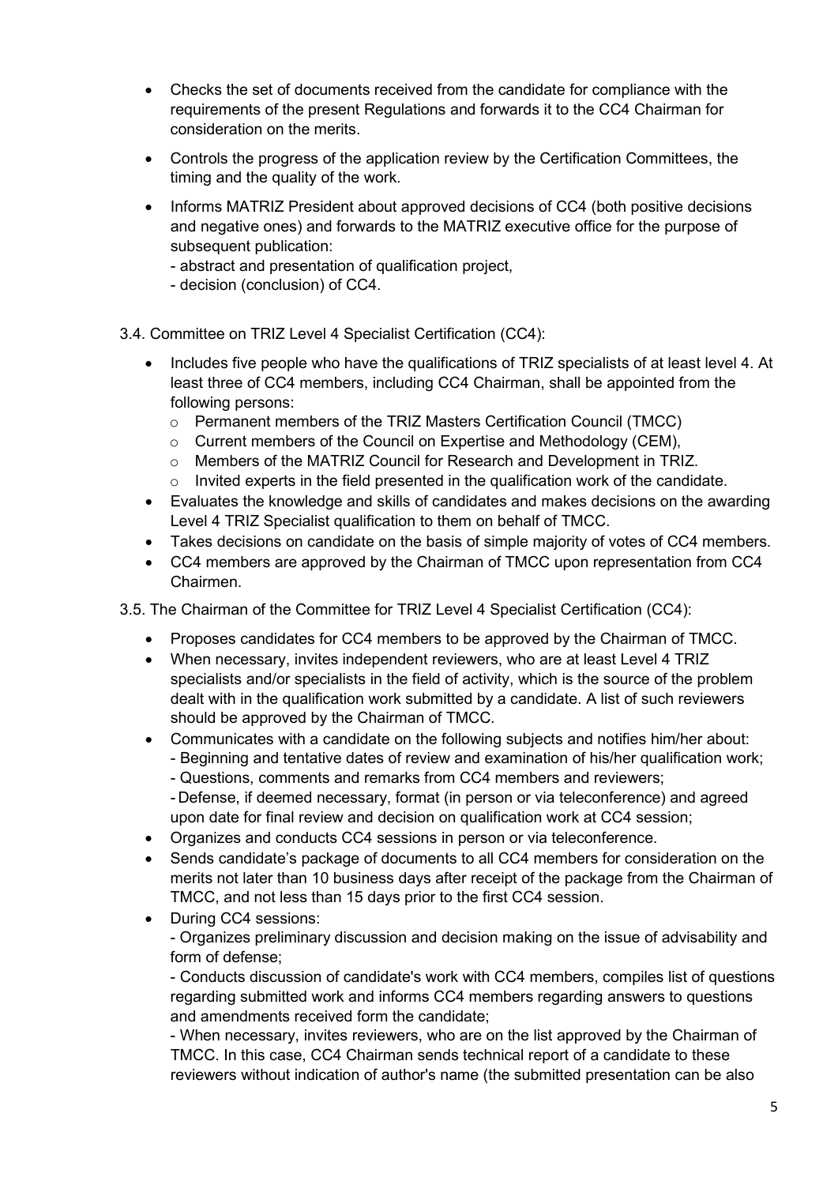- Checks the set of documents received from the candidate for compliance with the requirements of the present Regulations and forwards it to the CC4 Chairman for consideration on the merits.
- Controls the progress of the application review by the Certification Committees, the timing and the quality of the work.
- Informs MATRIZ President about approved decisions of CC4 (both positive decisions and negative ones) and forwards to the MATRIZ executive office for the purpose of subsequent publication:
  - abstract and presentation of qualification project,
  - decision (conclusion) of CC4.

3.4. Committee on TRIZ Level 4 Specialist Certification (CC4):

- Includes five people who have the qualifications of TRIZ specialists of at least level 4. At least three of CC4 members, including CC4 Chairman, shall be appointed from the following persons:
  - Permanent members of the TRIZ Masters Certification Council (TMCC)
  - Current members of the Council on Expertise and Methodology (CEM),
  - Members of the MATRIZ Council for Research and Development in TRIZ.
  - Invited experts in the field presented in the qualification work of the candidate.
- Evaluates the knowledge and skills of candidates and makes decisions on the awarding Level 4 TRIZ Specialist qualification to them on behalf of TMCC.
- Takes decisions on candidate on the basis of simple majority of votes of CC4 members.
- CC4 members are approved by the Chairman of TMCC upon representation from CC4 Chairmen.

3.5. The Chairman of the Committee for TRIZ Level 4 Specialist Certification (CC4):

- Proposes candidates for CC4 members to be approved by the Chairman of TMCC.
- When necessary, invites independent reviewers, who are at least Level 4 TRIZ specialists and/or specialists in the field of activity, which is the source of the problem dealt with in the qualification work submitted by a candidate. A list of such reviewers should be approved by the Chairman of TMCC.
- Communicates with a candidate on the following subjects and notifies him/her about:
  - Beginning and tentative dates of review and examination of his/her qualification work;
  - Questions, comments and remarks from CC4 members and reviewers;
  - Defense, if deemed necessary, format (in person or via teleconference) and agreed upon date for final review and decision on qualification work at CC4 session;
- Organizes and conducts CC4 sessions in person or via teleconference.
- Sends candidate's package of documents to all CC4 members for consideration on the merits not later than 10 business days after receipt of the package from the Chairman of TMCC, and not less than 15 days prior to the first CC4 session.
- During CC4 sessions:
  - Organizes preliminary discussion and decision making on the issue of advisability and form of defense;
  - Conducts discussion of candidate's work with CC4 members, compiles list of questions regarding submitted work and informs CC4 members regarding answers to questions and amendments received form the candidate;
  - When necessary, invites reviewers, who are on the list approved by the Chairman of TMCC. In this case, CC4 Chairman sends technical report of a candidate to these reviewers without indication of author's name (the submitted presentation can be also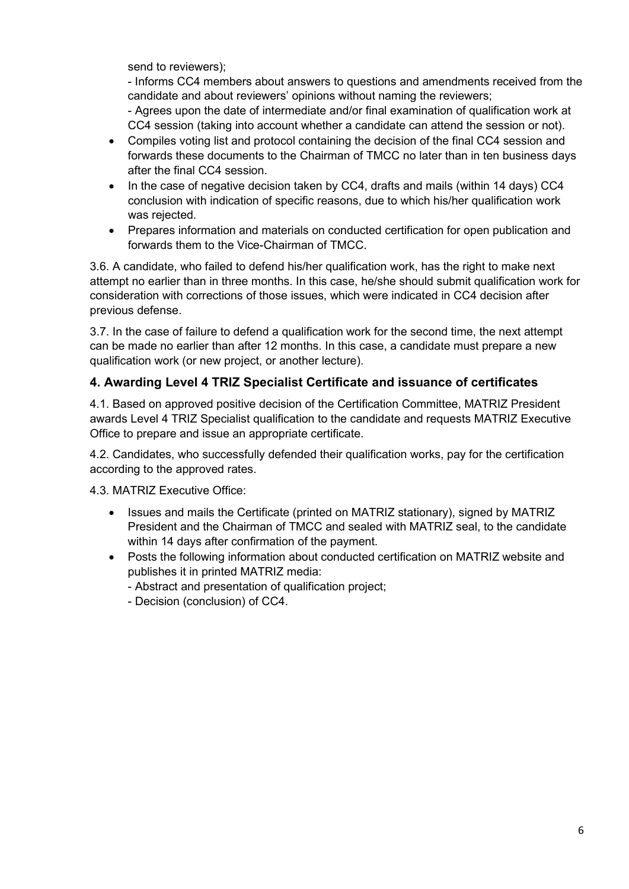send to reviewers);

- Informs CC4 members about answers to questions and amendments received from the candidate and about reviewers' opinions without naming the reviewers;
- Agrees upon the date of intermediate and/or final examination of qualification work at CC4 session (taking into account whether a candidate can attend the session or not).

- Compiles voting list and protocol containing the decision of the final CC4 session and forwards these documents to the Chairman of TMCC no later than in ten business days after the final CC4 session.
- In the case of negative decision taken by CC4, drafts and mails (within 14 days) CC4 conclusion with indication of specific reasons, due to which his/her qualification work was rejected.
- Prepares information and materials on conducted certification for open publication and forwards them to the Vice-Chairman of TMCC.

3.6. A candidate, who failed to defend his/her qualification work, has the right to make next attempt no earlier than in three months. In this case, he/she should submit qualification work for consideration with corrections of those issues, which were indicated in CC4 decision after previous defense.

3.7. In the case of failure to defend a qualification work for the second time, the next attempt can be made no earlier than after 12 months. In this case, a candidate must prepare a new qualification work (or new project, or another lecture).

## 4. Awarding Level 4 TRIZ Specialist Certificate and issuance of certificates

4.1. Based on approved positive decision of the Certification Committee, MATRIZ President awards Level 4 TRIZ Specialist qualification to the candidate and requests MATRIZ Executive Office to prepare and issue an appropriate certificate.

4.2. Candidates, who successfully defended their qualification works, pay for the certification according to the approved rates.

4.3. MATRIZ Executive Office:

- Issues and mails the Certificate (printed on MATRIZ stationary), signed by MATRIZ President and the Chairman of TMCC and sealed with MATRIZ seal, to the candidate within 14 days after confirmation of the payment.
- Posts the following information about conducted certification on MATRIZ website and publishes it in printed MATRIZ media:
  - Abstract and presentation of qualification project;
  - Decision (conclusion) of CC4.